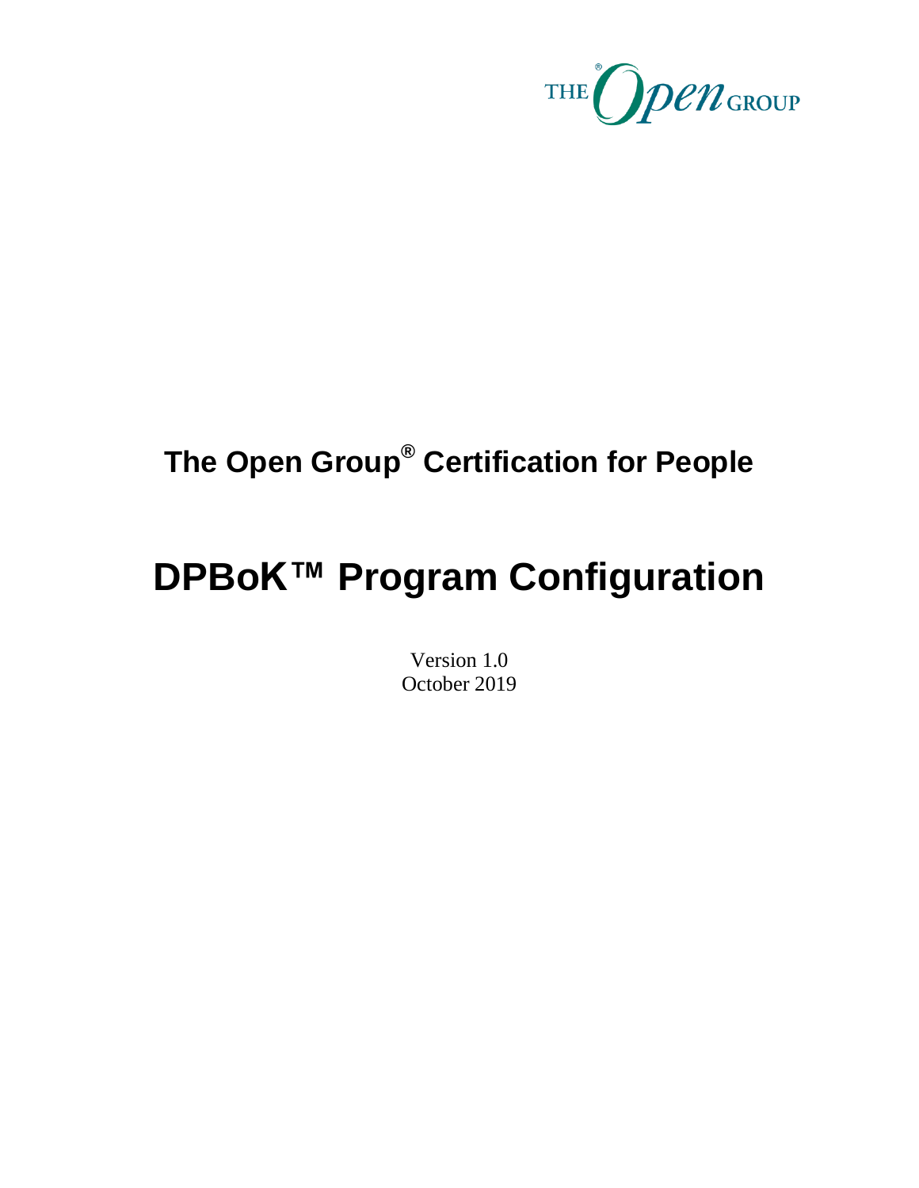# The Open Group® Certification for People

# DPBoK™ Program Configuration

Version 1.0
October 2019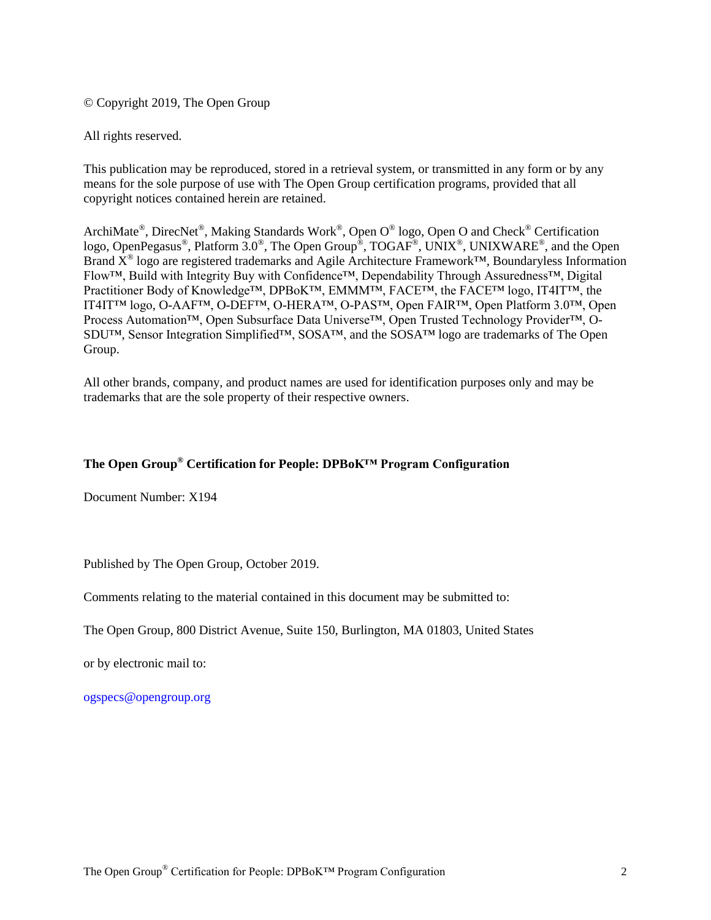© Copyright 2019, The Open Group

All rights reserved.

This publication may be reproduced, stored in a retrieval system, or transmitted in any form or by any means for the sole purpose of use with The Open Group certification programs, provided that all copyright notices contained herein are retained.

ArchiMate®, DirecNet®, Making Standards Work®, Open O® logo, Open O and Check® Certification logo, OpenPegasus®, Platform 3.0®, The Open Group®, TOGAF®, UNIX®, UNIXWARE®, and the Open Brand X® logo are registered trademarks and Agile Architecture Framework™, Boundaryless Information Flow™, Build with Integrity Buy with Confidence™, Dependability Through Assuredness™, Digital Practitioner Body of Knowledge™, DPBoK™, EMMM™, FACE™, the FACE™ logo, IT4IT™, the IT4IT™ logo, O-AAF™, O-DEF™, O-HERA™, O-PAS™, Open FAIR™, Open Platform 3.0™, Open Process Automation™, Open Subsurface Data Universe™, Open Trusted Technology Provider™, O-SDU™, Sensor Integration Simplified™, SOSA™, and the SOSA™ logo are trademarks of The Open Group.

All other brands, company, and product names are used for identification purposes only and may be trademarks that are the sole property of their respective owners.

**The Open Group® Certification for People: DPBoK™ Program Configuration**

Document Number: X194

Published by The Open Group, October 2019.

Comments relating to the material contained in this document may be submitted to:

The Open Group, 800 District Avenue, Suite 150, Burlington, MA 01803, United States

or by electronic mail to:

ogspecs@opengroup.org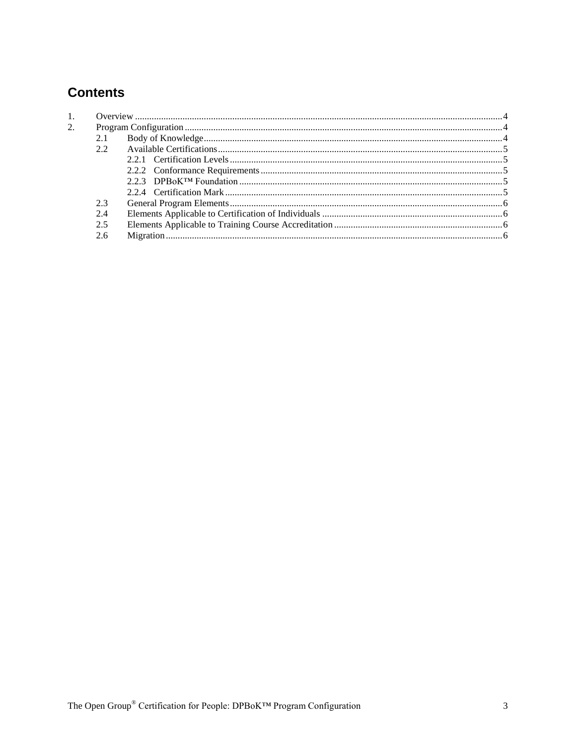# Contents

1. Overview ....................................................................................................................................................4
2. Program Configuration ..............................................................................................................................4
   - 2.1 Body of Knowledge..............................................................................................................................4
   - 2.2 Available Certifications........................................................................................................................5
     - 2.2.1 Certification Levels ....................................................................................................................5
     - 2.2.2 Conformance Requirements .......................................................................................................5
     - 2.2.3 DPBoK™ Foundation .................................................................................................................5
     - 2.2.4 Certification Mark .......................................................................................................................5
   - 2.3 General Program Elements ...................................................................................................................6
   - 2.4 Elements Applicable to Certification of Individuals ............................................................................6
   - 2.5 Elements Applicable to Training Course Accreditation .......................................................................6
   - 2.6 Migration ...............................................................................................................................................6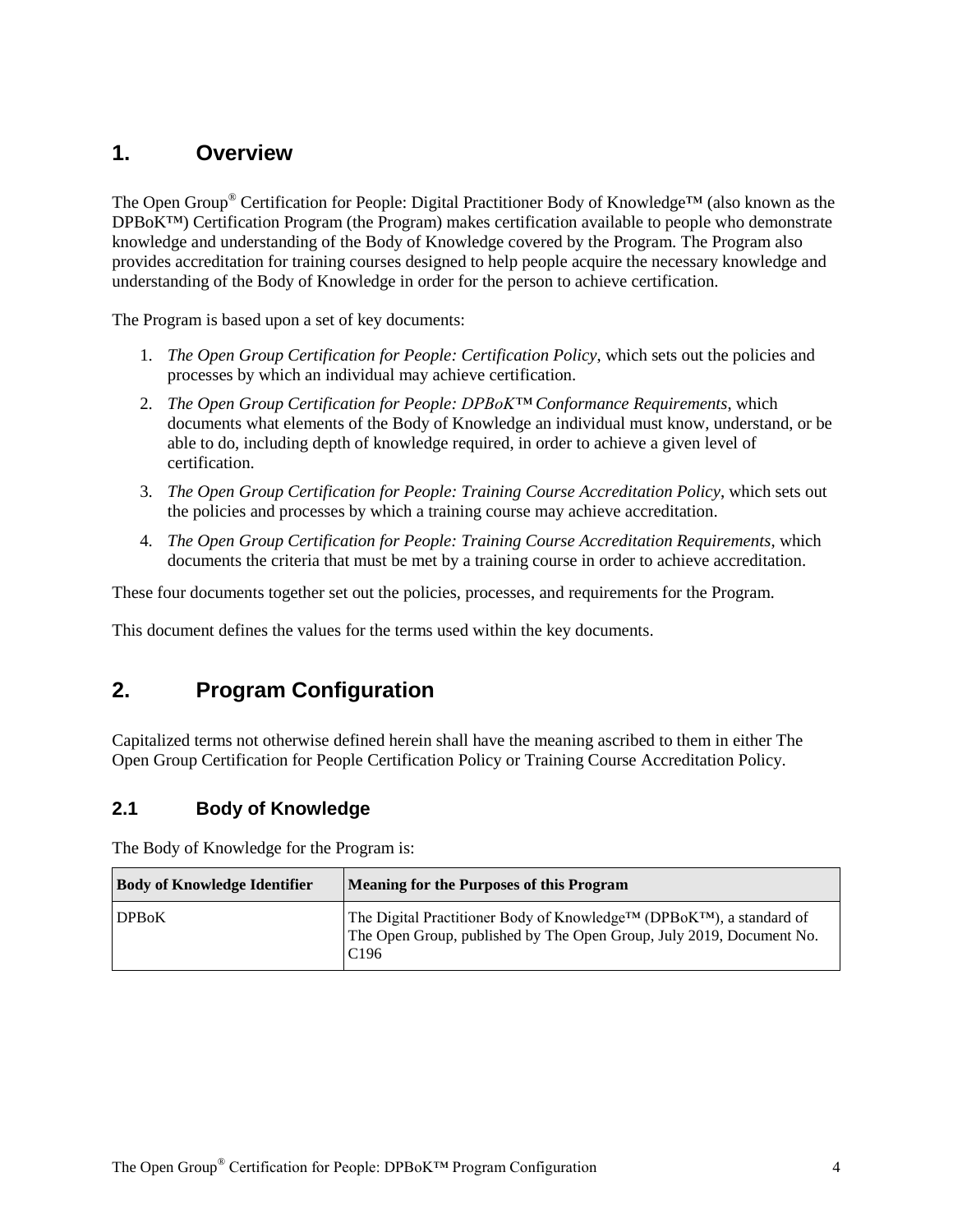# 1. Overview

The Open Group® Certification for People: Digital Practitioner Body of Knowledge™ (also known as the DPBoK™) Certification Program (the Program) makes certification available to people who demonstrate knowledge and understanding of the Body of Knowledge covered by the Program. The Program also provides accreditation for training courses designed to help people acquire the necessary knowledge and understanding of the Body of Knowledge in order for the person to achieve certification.

The Program is based upon a set of key documents:

1. *The Open Group Certification for People: Certification Policy*, which sets out the policies and processes by which an individual may achieve certification.
2. *The Open Group Certification for People: DPBoK™ Conformance Requirements*, which documents what elements of the Body of Knowledge an individual must know, understand, or be able to do, including depth of knowledge required, in order to achieve a given level of certification.
3. *The Open Group Certification for People: Training Course Accreditation Policy*, which sets out the policies and processes by which a training course may achieve accreditation.
4. *The Open Group Certification for People: Training Course Accreditation Requirements*, which documents the criteria that must be met by a training course in order to achieve accreditation.

These four documents together set out the policies, processes, and requirements for the Program.

This document defines the values for the terms used within the key documents.

# 2. Program Configuration

Capitalized terms not otherwise defined herein shall have the meaning ascribed to them in either The Open Group Certification for People Certification Policy or Training Course Accreditation Policy.

## 2.1 Body of Knowledge

The Body of Knowledge for the Program is:

| Body of Knowledge Identifier | Meaning for the Purposes of this Program |
|---|---|
| DPBoK | The Digital Practitioner Body of Knowledge™ (DPBoK™), a standard of The Open Group, published by The Open Group, July 2019, Document No. C196 |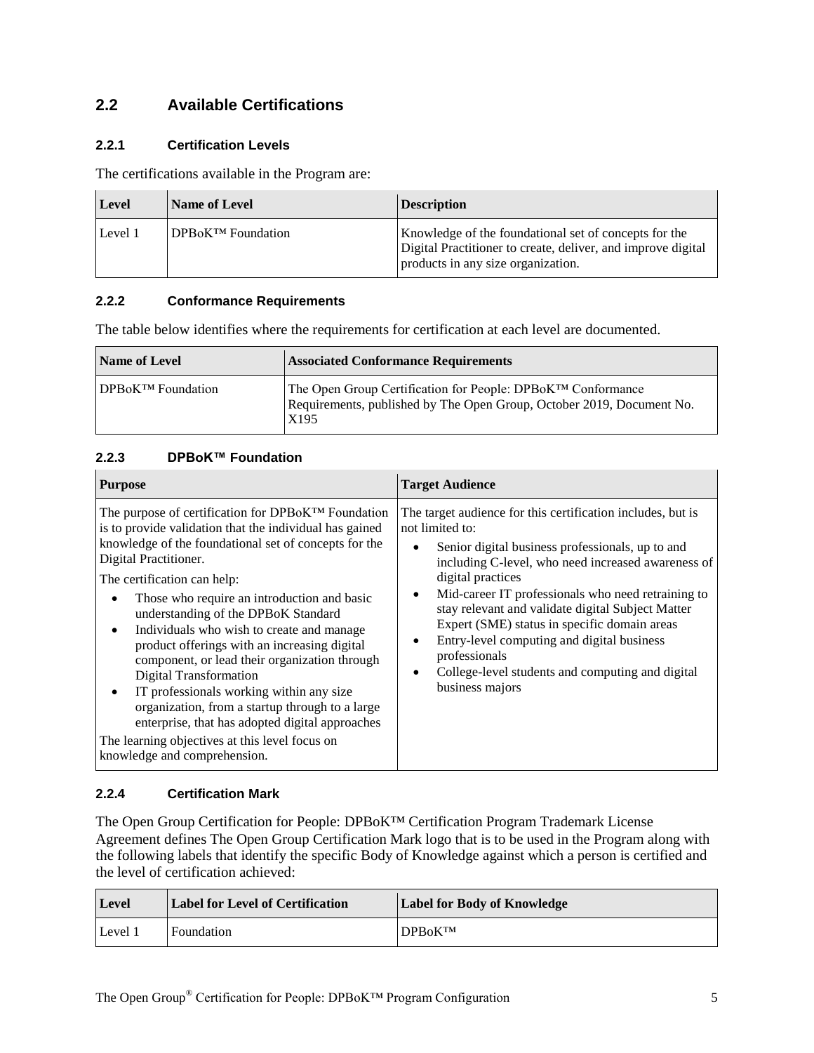## 2.2 Available Certifications

### 2.2.1 Certification Levels

The certifications available in the Program are:

| Level | Name of Level | Description |
|---|---|---|
| Level 1 | DPBoK™ Foundation | Knowledge of the foundational set of concepts for the Digital Practitioner to create, deliver, and improve digital products in any size organization. |

### 2.2.2 Conformance Requirements

The table below identifies where the requirements for certification at each level are documented.

| Name of Level | Associated Conformance Requirements |
|---|---|
| DPBoK™ Foundation | The Open Group Certification for People: DPBoK™ Conformance Requirements, published by The Open Group, October 2019, Document No. X195 |

### 2.2.3 DPBoK™ Foundation

| Purpose | Target Audience |
|---|---|
| The purpose of certification for DPBoK™ Foundation is to provide validation that the individual has gained knowledge of the foundational set of concepts for the Digital Practitioner.<br><br>The certification can help:<br>• Those who require an introduction and basic understanding of the DPBoK Standard<br>• Individuals who wish to create and manage product offerings with an increasing digital component, or lead their organization through Digital Transformation<br>• IT professionals working within any size organization, from a startup through to a large enterprise, that has adopted digital approaches<br><br>The learning objectives at this level focus on knowledge and comprehension. | The target audience for this certification includes, but is not limited to:<br>• Senior digital business professionals, up to and including C-level, who need increased awareness of digital practices<br>• Mid-career IT professionals who need retraining to stay relevant and validate digital Subject Matter Expert (SME) status in specific domain areas<br>• Entry-level computing and digital business professionals<br>• College-level students and computing and digital business majors |

### 2.2.4 Certification Mark

The Open Group Certification for People: DPBoK™ Certification Program Trademark License Agreement defines The Open Group Certification Mark logo that is to be used in the Program along with the following labels that identify the specific Body of Knowledge against which a person is certified and the level of certification achieved:

| Level | Label for Level of Certification | Label for Body of Knowledge |
|---|---|---|
| Level 1 | Foundation | DPBoK™ |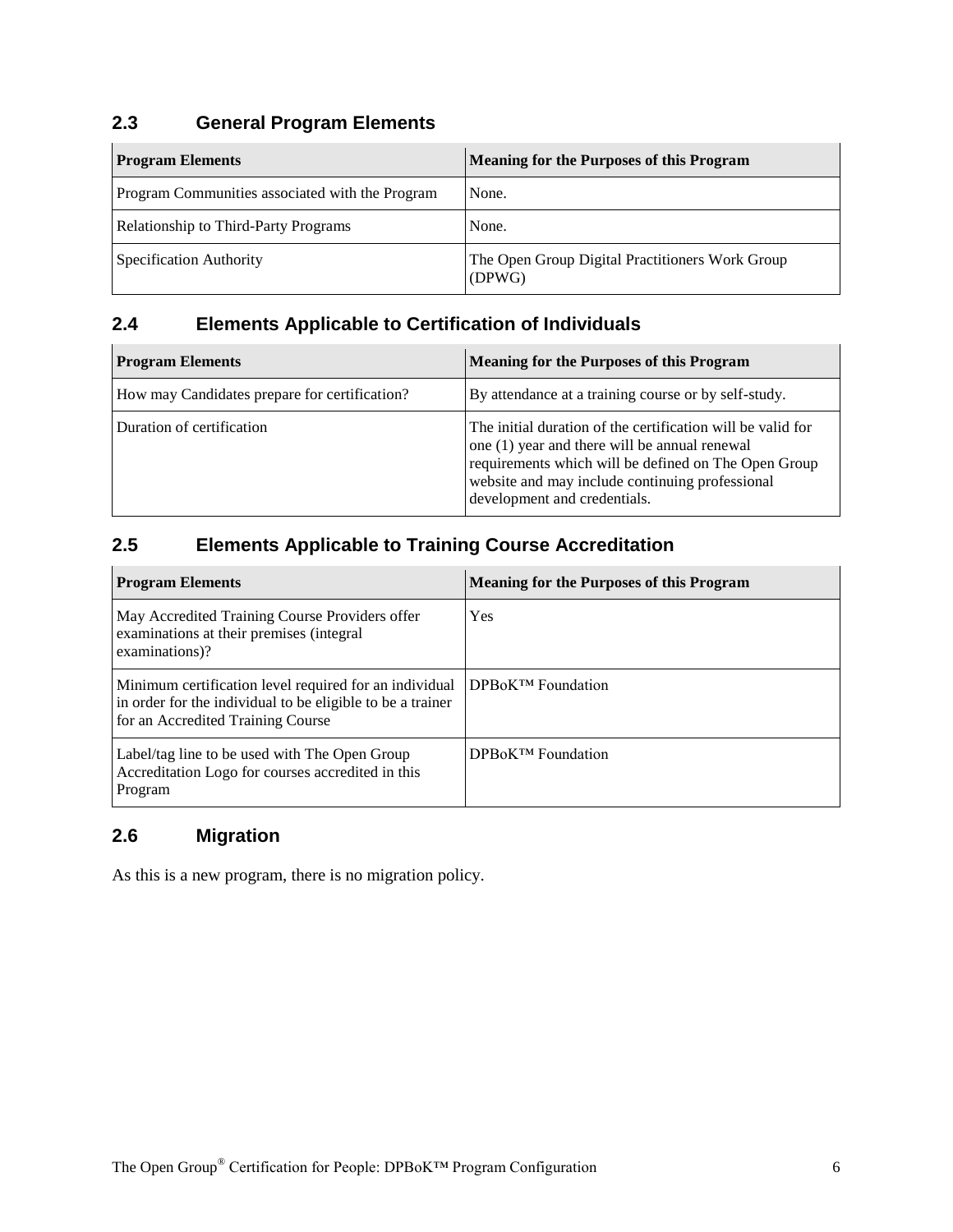## 2.3 General Program Elements

| Program Elements | Meaning for the Purposes of this Program |
|---|---|
| Program Communities associated with the Program | None. |
| Relationship to Third-Party Programs | None. |
| Specification Authority | The Open Group Digital Practitioners Work Group (DPWG) |

## 2.4 Elements Applicable to Certification of Individuals

| Program Elements | Meaning for the Purposes of this Program |
|---|---|
| How may Candidates prepare for certification? | By attendance at a training course or by self-study. |
| Duration of certification | The initial duration of the certification will be valid for one (1) year and there will be annual renewal requirements which will be defined on The Open Group website and may include continuing professional development and credentials. |

## 2.5 Elements Applicable to Training Course Accreditation

| Program Elements | Meaning for the Purposes of this Program |
|---|---|
| May Accredited Training Course Providers offer examinations at their premises (integral examinations)? | Yes |
| Minimum certification level required for an individual in order for the individual to be eligible to be a trainer for an Accredited Training Course | DPBoK™ Foundation |
| Label/tag line to be used with The Open Group Accreditation Logo for courses accredited in this Program | DPBoK™ Foundation |

## 2.6 Migration

As this is a new program, there is no migration policy.